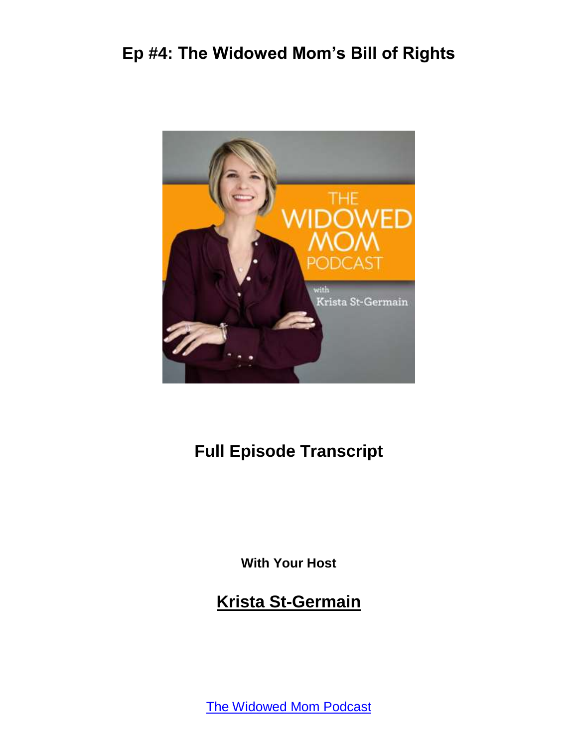# Ep #4: The Widowed Mom's Bill of Rights

## Full Episode Transcript

**With Your Host**

## Krista St-Germain

The Widowed Mom Podcast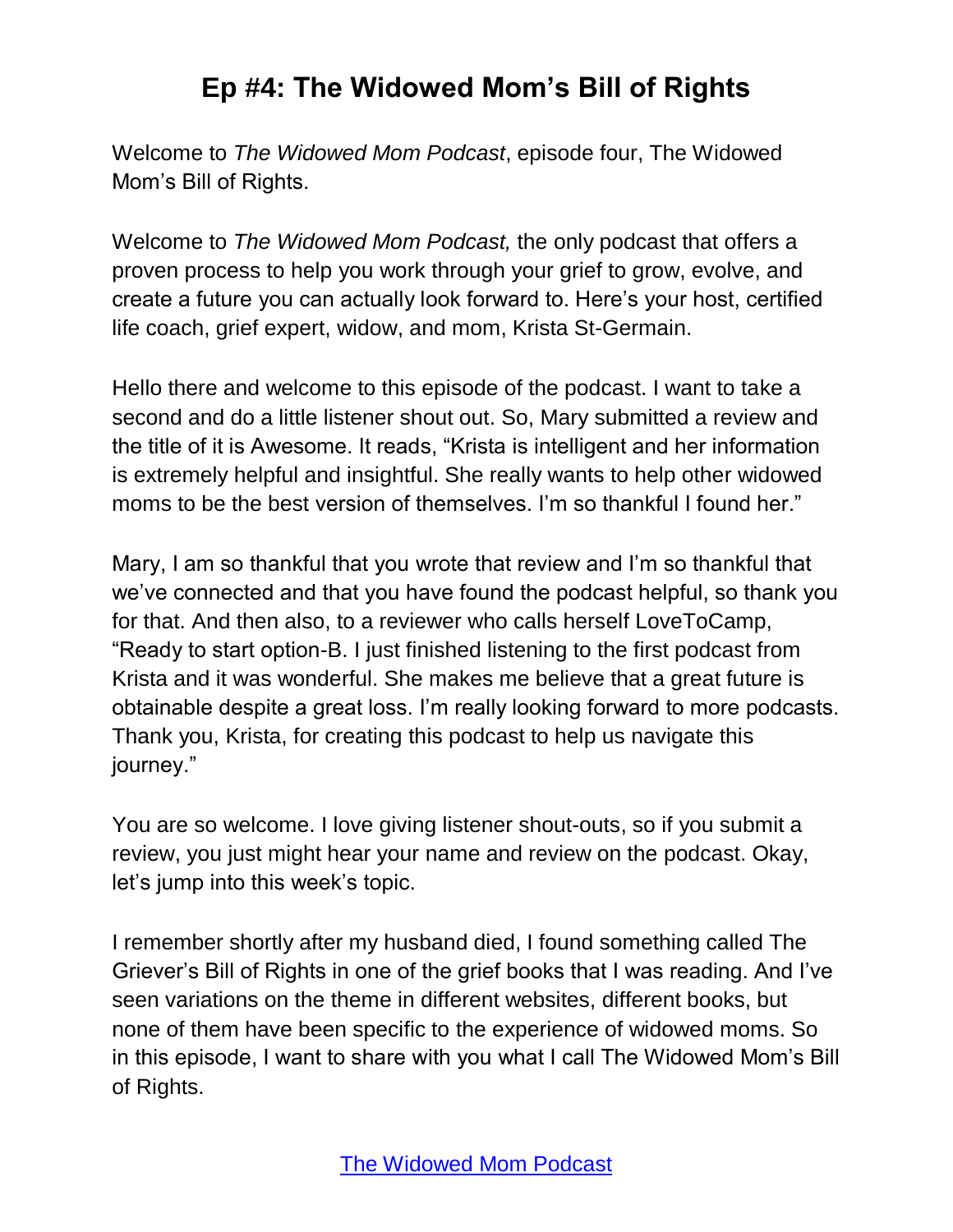# Ep #4: The Widowed Mom's Bill of Rights

Welcome to *The Widowed Mom Podcast*, episode four, The Widowed Mom's Bill of Rights.

Welcome to *The Widowed Mom Podcast,* the only podcast that offers a proven process to help you work through your grief to grow, evolve, and create a future you can actually look forward to. Here's your host, certified life coach, grief expert, widow, and mom, Krista St-Germain.

Hello there and welcome to this episode of the podcast. I want to take a second and do a little listener shout out. So, Mary submitted a review and the title of it is Awesome. It reads, "Krista is intelligent and her information is extremely helpful and insightful. She really wants to help other widowed moms to be the best version of themselves. I'm so thankful I found her."

Mary, I am so thankful that you wrote that review and I'm so thankful that we've connected and that you have found the podcast helpful, so thank you for that. And then also, to a reviewer who calls herself LoveToCamp, "Ready to start option-B. I just finished listening to the first podcast from Krista and it was wonderful. She makes me believe that a great future is obtainable despite a great loss. I'm really looking forward to more podcasts. Thank you, Krista, for creating this podcast to help us navigate this journey."

You are so welcome. I love giving listener shout-outs, so if you submit a review, you just might hear your name and review on the podcast. Okay, let's jump into this week's topic.

I remember shortly after my husband died, I found something called The Griever's Bill of Rights in one of the grief books that I was reading. And I've seen variations on the theme in different websites, different books, but none of them have been specific to the experience of widowed moms. So in this episode, I want to share with you what I call The Widowed Mom's Bill of Rights.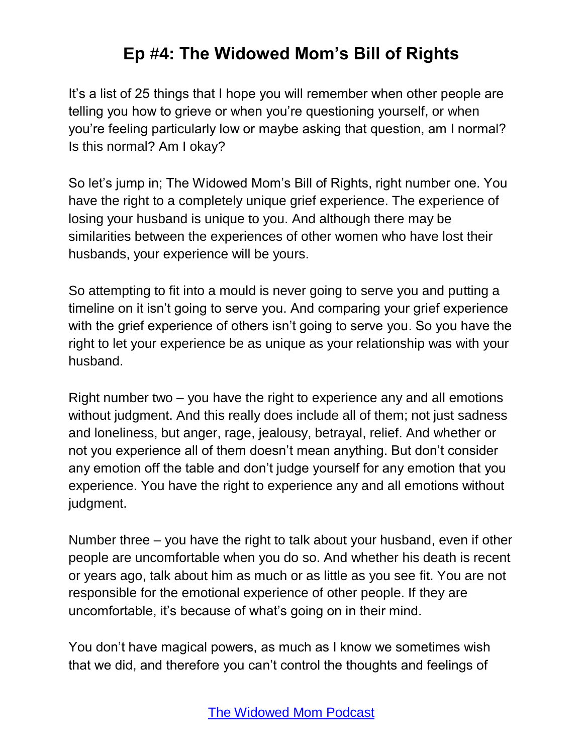It's a list of 25 things that I hope you will remember when other people are telling you how to grieve or when you're questioning yourself, or when you're feeling particularly low or maybe asking that question, am I normal? Is this normal? Am I okay?

So let's jump in; The Widowed Mom's Bill of Rights, right number one. You have the right to a completely unique grief experience. The experience of losing your husband is unique to you. And although there may be similarities between the experiences of other women who have lost their husbands, your experience will be yours.

So attempting to fit into a mould is never going to serve you and putting a timeline on it isn't going to serve you. And comparing your grief experience with the grief experience of others isn't going to serve you. So you have the right to let your experience be as unique as your relationship was with your husband.

Right number two – you have the right to experience any and all emotions without judgment. And this really does include all of them; not just sadness and loneliness, but anger, rage, jealousy, betrayal, relief. And whether or not you experience all of them doesn't mean anything. But don't consider any emotion off the table and don't judge yourself for any emotion that you experience. You have the right to experience any and all emotions without judgment.

Number three – you have the right to talk about your husband, even if other people are uncomfortable when you do so. And whether his death is recent or years ago, talk about him as much or as little as you see fit. You are not responsible for the emotional experience of other people. If they are uncomfortable, it's because of what's going on in their mind.

You don't have magical powers, as much as I know we sometimes wish that we did, and therefore you can't control the thoughts and feelings of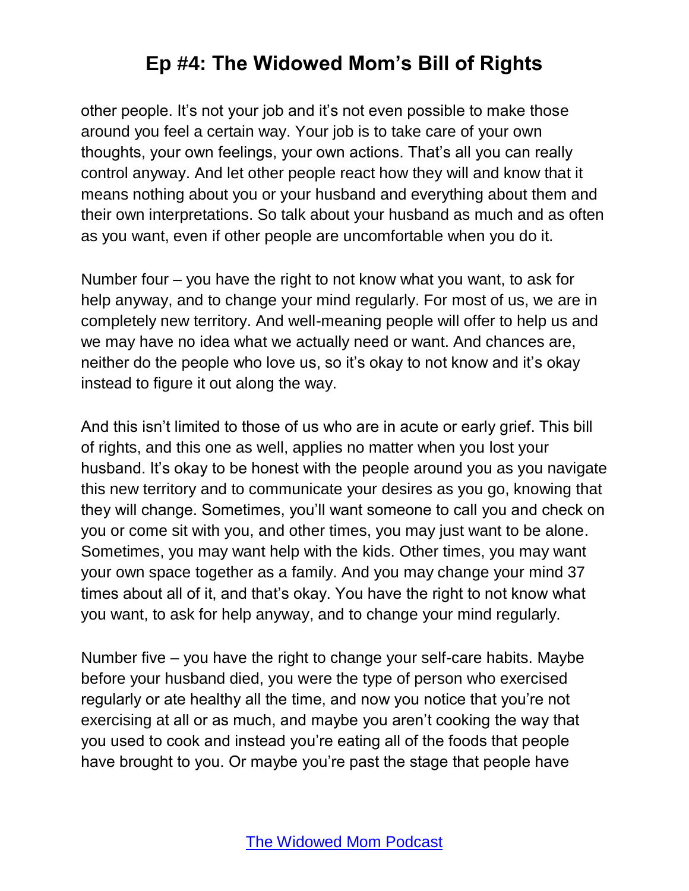other people. It's not your job and it's not even possible to make those around you feel a certain way. Your job is to take care of your own thoughts, your own feelings, your own actions. That's all you can really control anyway. And let other people react how they will and know that it means nothing about you or your husband and everything about them and their own interpretations. So talk about your husband as much and as often as you want, even if other people are uncomfortable when you do it.

Number four – you have the right to not know what you want, to ask for help anyway, and to change your mind regularly. For most of us, we are in completely new territory. And well-meaning people will offer to help us and we may have no idea what we actually need or want. And chances are, neither do the people who love us, so it's okay to not know and it's okay instead to figure it out along the way.

And this isn't limited to those of us who are in acute or early grief. This bill of rights, and this one as well, applies no matter when you lost your husband. It's okay to be honest with the people around you as you navigate this new territory and to communicate your desires as you go, knowing that they will change. Sometimes, you'll want someone to call you and check on you or come sit with you, and other times, you may just want to be alone. Sometimes, you may want help with the kids. Other times, you may want your own space together as a family. And you may change your mind 37 times about all of it, and that's okay. You have the right to not know what you want, to ask for help anyway, and to change your mind regularly.

Number five – you have the right to change your self-care habits. Maybe before your husband died, you were the type of person who exercised regularly or ate healthy all the time, and now you notice that you're not exercising at all or as much, and maybe you aren't cooking the way that you used to cook and instead you're eating all of the foods that people have brought to you. Or maybe you're past the stage that people have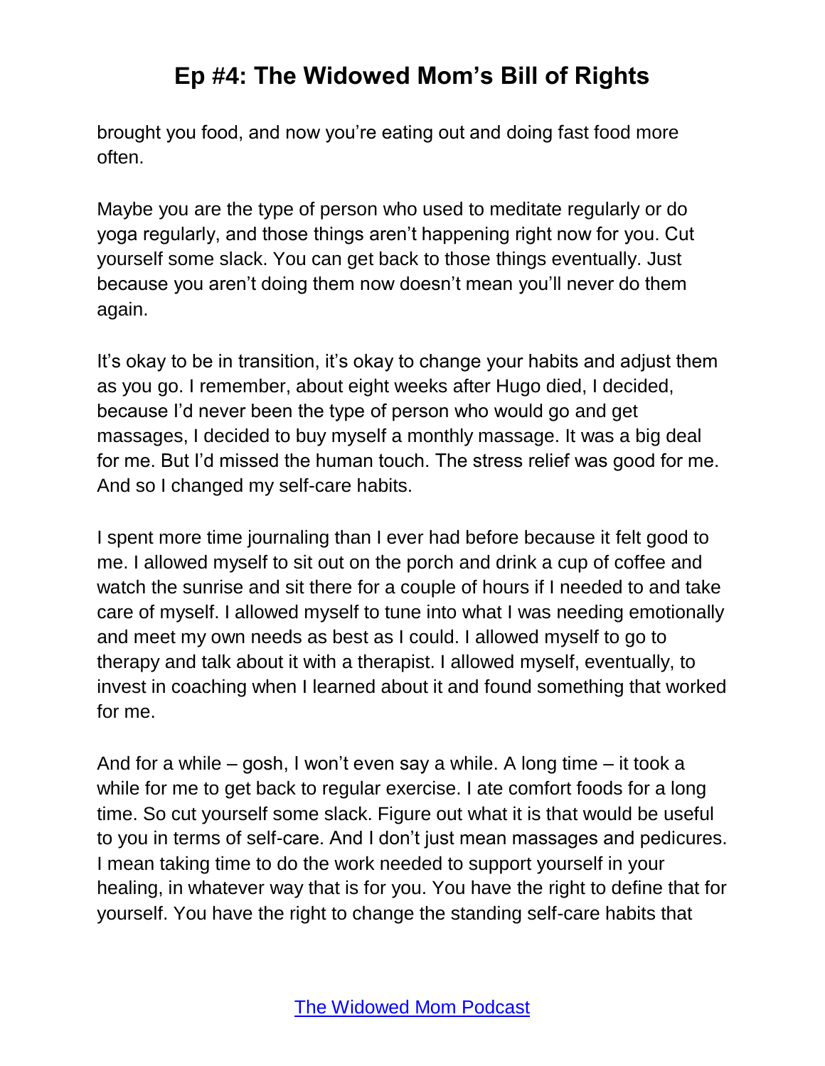brought you food, and now you're eating out and doing fast food more often.

Maybe you are the type of person who used to meditate regularly or do yoga regularly, and those things aren't happening right now for you. Cut yourself some slack. You can get back to those things eventually. Just because you aren't doing them now doesn't mean you'll never do them again.

It's okay to be in transition, it's okay to change your habits and adjust them as you go. I remember, about eight weeks after Hugo died, I decided, because I'd never been the type of person who would go and get massages, I decided to buy myself a monthly massage. It was a big deal for me. But I'd missed the human touch. The stress relief was good for me. And so I changed my self-care habits.

I spent more time journaling than I ever had before because it felt good to me. I allowed myself to sit out on the porch and drink a cup of coffee and watch the sunrise and sit there for a couple of hours if I needed to and take care of myself. I allowed myself to tune into what I was needing emotionally and meet my own needs as best as I could. I allowed myself to go to therapy and talk about it with a therapist. I allowed myself, eventually, to invest in coaching when I learned about it and found something that worked for me.

And for a while – gosh, I won't even say a while. A long time – it took a while for me to get back to regular exercise. I ate comfort foods for a long time. So cut yourself some slack. Figure out what it is that would be useful to you in terms of self-care. And I don't just mean massages and pedicures. I mean taking time to do the work needed to support yourself in your healing, in whatever way that is for you. You have the right to define that for yourself. You have the right to change the standing self-care habits that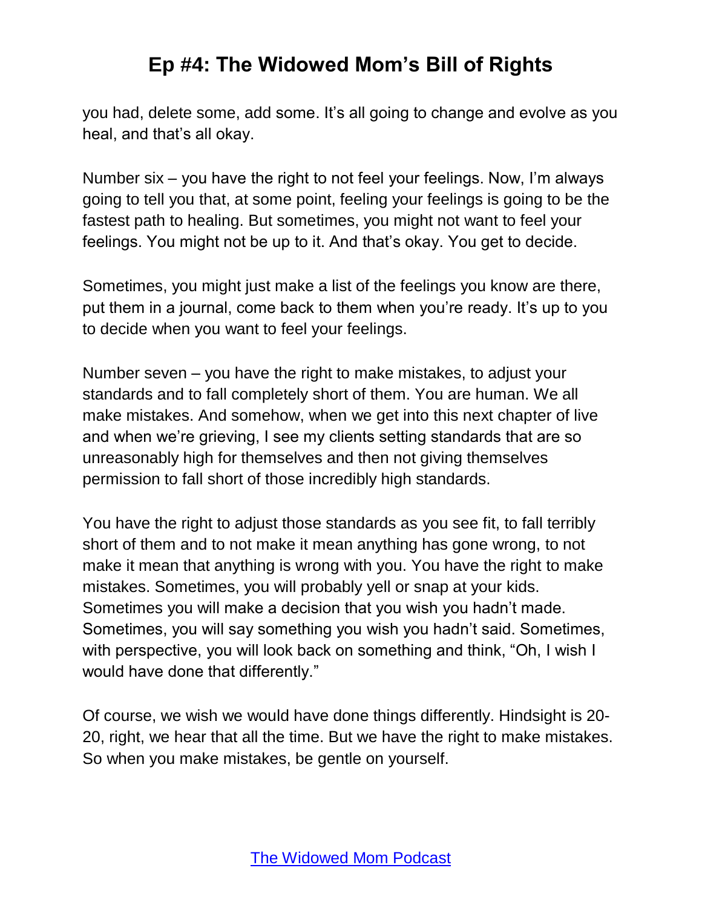you had, delete some, add some. It's all going to change and evolve as you heal, and that's all okay.

Number six – you have the right to not feel your feelings. Now, I'm always going to tell you that, at some point, feeling your feelings is going to be the fastest path to healing. But sometimes, you might not want to feel your feelings. You might not be up to it. And that's okay. You get to decide.

Sometimes, you might just make a list of the feelings you know are there, put them in a journal, come back to them when you're ready. It's up to you to decide when you want to feel your feelings.

Number seven – you have the right to make mistakes, to adjust your standards and to fall completely short of them. You are human. We all make mistakes. And somehow, when we get into this next chapter of live and when we're grieving, I see my clients setting standards that are so unreasonably high for themselves and then not giving themselves permission to fall short of those incredibly high standards.

You have the right to adjust those standards as you see fit, to fall terribly short of them and to not make it mean anything has gone wrong, to not make it mean that anything is wrong with you. You have the right to make mistakes. Sometimes, you will probably yell or snap at your kids. Sometimes you will make a decision that you wish you hadn't made. Sometimes, you will say something you wish you hadn't said. Sometimes, with perspective, you will look back on something and think, "Oh, I wish I would have done that differently."

Of course, we wish we would have done things differently. Hindsight is 20-20, right, we hear that all the time. But we have the right to make mistakes. So when you make mistakes, be gentle on yourself.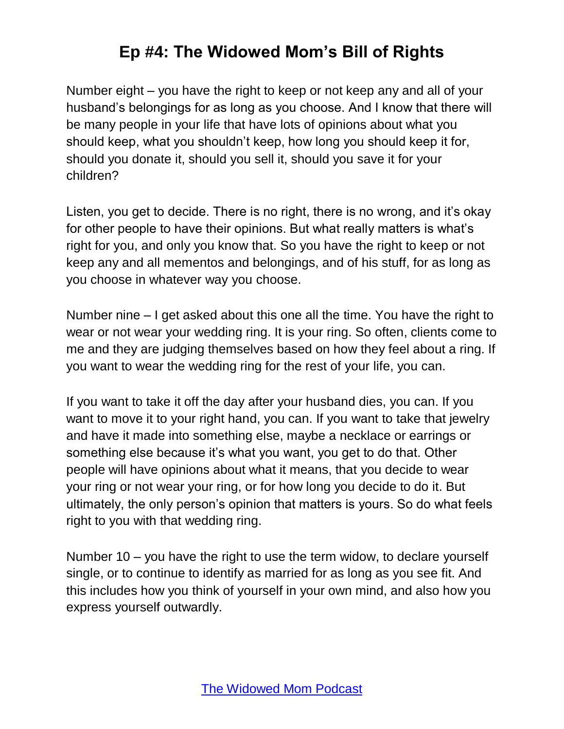Number eight – you have the right to keep or not keep any and all of your husband's belongings for as long as you choose. And I know that there will be many people in your life that have lots of opinions about what you should keep, what you shouldn't keep, how long you should keep it for, should you donate it, should you sell it, should you save it for your children?

Listen, you get to decide. There is no right, there is no wrong, and it's okay for other people to have their opinions. But what really matters is what's right for you, and only you know that. So you have the right to keep or not keep any and all mementos and belongings, and of his stuff, for as long as you choose in whatever way you choose.

Number nine – I get asked about this one all the time. You have the right to wear or not wear your wedding ring. It is your ring. So often, clients come to me and they are judging themselves based on how they feel about a ring. If you want to wear the wedding ring for the rest of your life, you can.

If you want to take it off the day after your husband dies, you can. If you want to move it to your right hand, you can. If you want to take that jewelry and have it made into something else, maybe a necklace or earrings or something else because it's what you want, you get to do that. Other people will have opinions about what it means, that you decide to wear your ring or not wear your ring, or for how long you decide to do it. But ultimately, the only person's opinion that matters is yours. So do what feels right to you with that wedding ring.

Number 10 – you have the right to use the term widow, to declare yourself single, or to continue to identify as married for as long as you see fit. And this includes how you think of yourself in your own mind, and also how you express yourself outwardly.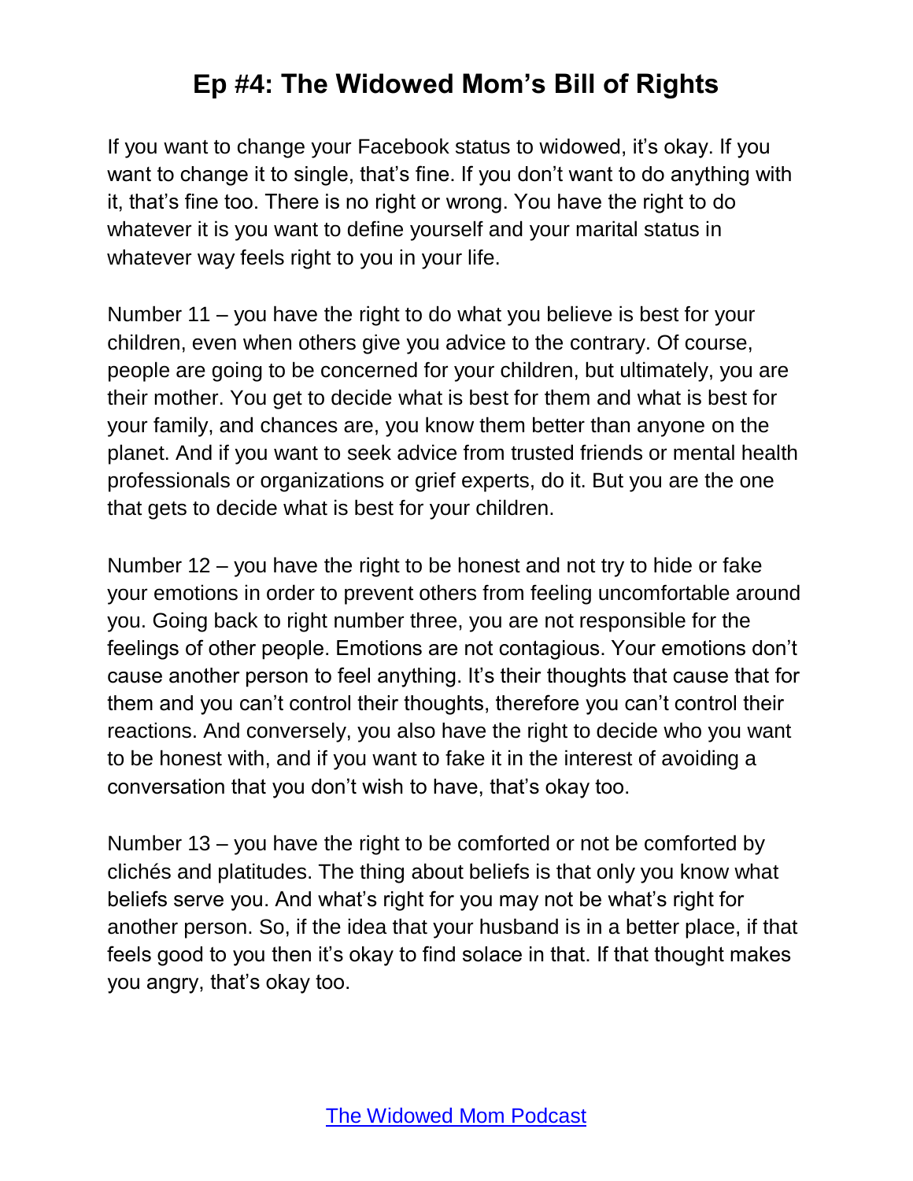If you want to change your Facebook status to widowed, it's okay. If you want to change it to single, that's fine. If you don't want to do anything with it, that's fine too. There is no right or wrong. You have the right to do whatever it is you want to define yourself and your marital status in whatever way feels right to you in your life.

Number 11 – you have the right to do what you believe is best for your children, even when others give you advice to the contrary. Of course, people are going to be concerned for your children, but ultimately, you are their mother. You get to decide what is best for them and what is best for your family, and chances are, you know them better than anyone on the planet. And if you want to seek advice from trusted friends or mental health professionals or organizations or grief experts, do it. But you are the one that gets to decide what is best for your children.

Number 12 – you have the right to be honest and not try to hide or fake your emotions in order to prevent others from feeling uncomfortable around you. Going back to right number three, you are not responsible for the feelings of other people. Emotions are not contagious. Your emotions don't cause another person to feel anything. It's their thoughts that cause that for them and you can't control their thoughts, therefore you can't control their reactions. And conversely, you also have the right to decide who you want to be honest with, and if you want to fake it in the interest of avoiding a conversation that you don't wish to have, that's okay too.

Number 13 – you have the right to be comforted or not be comforted by clichés and platitudes. The thing about beliefs is that only you know what beliefs serve you. And what's right for you may not be what's right for another person. So, if the idea that your husband is in a better place, if that feels good to you then it's okay to find solace in that. If that thought makes you angry, that's okay too.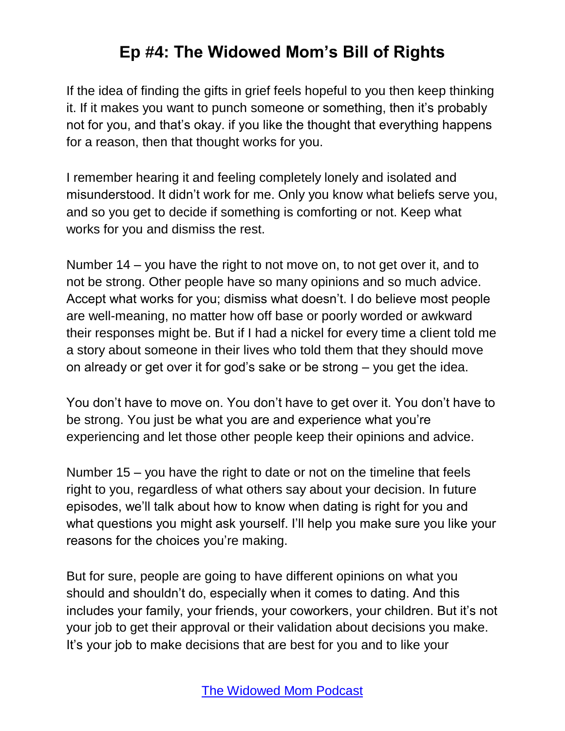If the idea of finding the gifts in grief feels hopeful to you then keep thinking it. If it makes you want to punch someone or something, then it's probably not for you, and that's okay. if you like the thought that everything happens for a reason, then that thought works for you.

I remember hearing it and feeling completely lonely and isolated and misunderstood. It didn't work for me. Only you know what beliefs serve you, and so you get to decide if something is comforting or not. Keep what works for you and dismiss the rest.

Number 14 – you have the right to not move on, to not get over it, and to not be strong. Other people have so many opinions and so much advice. Accept what works for you; dismiss what doesn't. I do believe most people are well-meaning, no matter how off base or poorly worded or awkward their responses might be. But if I had a nickel for every time a client told me a story about someone in their lives who told them that they should move on already or get over it for god's sake or be strong – you get the idea.

You don't have to move on. You don't have to get over it. You don't have to be strong. You just be what you are and experience what you're experiencing and let those other people keep their opinions and advice.

Number 15 – you have the right to date or not on the timeline that feels right to you, regardless of what others say about your decision. In future episodes, we'll talk about how to know when dating is right for you and what questions you might ask yourself. I'll help you make sure you like your reasons for the choices you're making.

But for sure, people are going to have different opinions on what you should and shouldn't do, especially when it comes to dating. And this includes your family, your friends, your coworkers, your children. But it's not your job to get their approval or their validation about decisions you make. It's your job to make decisions that are best for you and to like your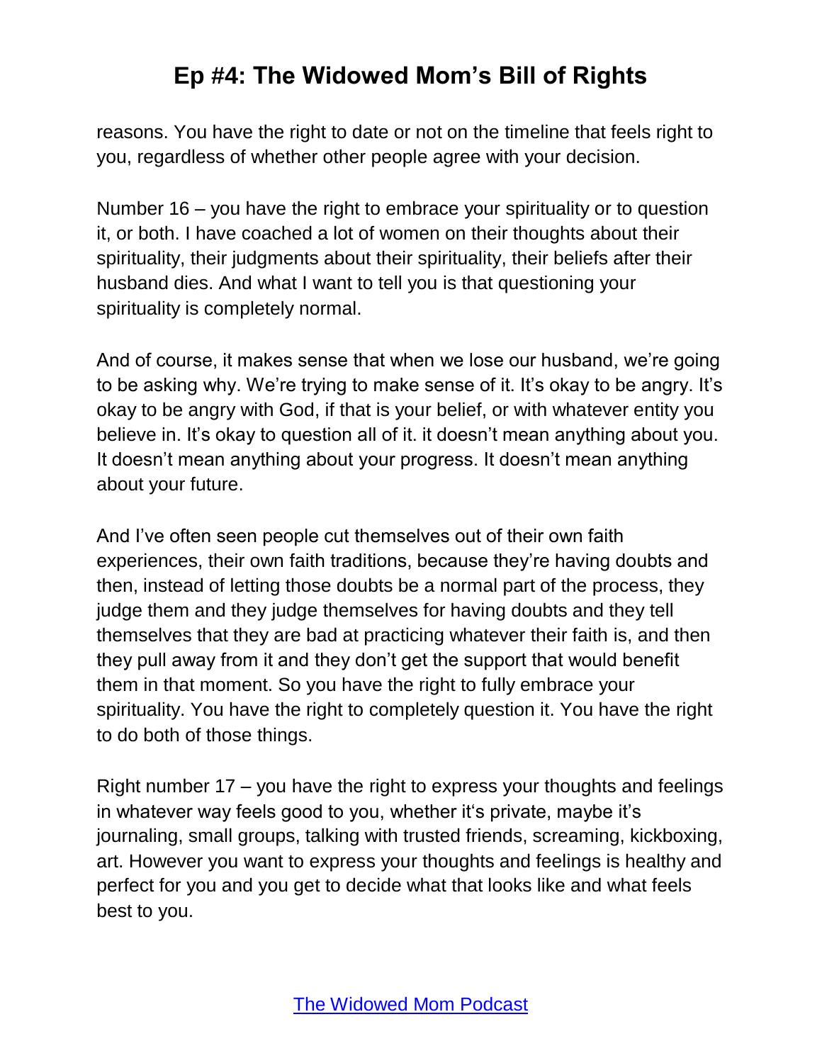reasons. You have the right to date or not on the timeline that feels right to you, regardless of whether other people agree with your decision.

Number 16 – you have the right to embrace your spirituality or to question it, or both. I have coached a lot of women on their thoughts about their spirituality, their judgments about their spirituality, their beliefs after their husband dies. And what I want to tell you is that questioning your spirituality is completely normal.

And of course, it makes sense that when we lose our husband, we're going to be asking why. We're trying to make sense of it. It's okay to be angry. It's okay to be angry with God, if that is your belief, or with whatever entity you believe in. It's okay to question all of it. it doesn't mean anything about you. It doesn't mean anything about your progress. It doesn't mean anything about your future.

And I've often seen people cut themselves out of their own faith experiences, their own faith traditions, because they're having doubts and then, instead of letting those doubts be a normal part of the process, they judge them and they judge themselves for having doubts and they tell themselves that they are bad at practicing whatever their faith is, and then they pull away from it and they don't get the support that would benefit them in that moment. So you have the right to fully embrace your spirituality. You have the right to completely question it. You have the right to do both of those things.

Right number 17 – you have the right to express your thoughts and feelings in whatever way feels good to you, whether it's private, maybe it's journaling, small groups, talking with trusted friends, screaming, kickboxing, art. However you want to express your thoughts and feelings is healthy and perfect for you and you get to decide what that looks like and what feels best to you.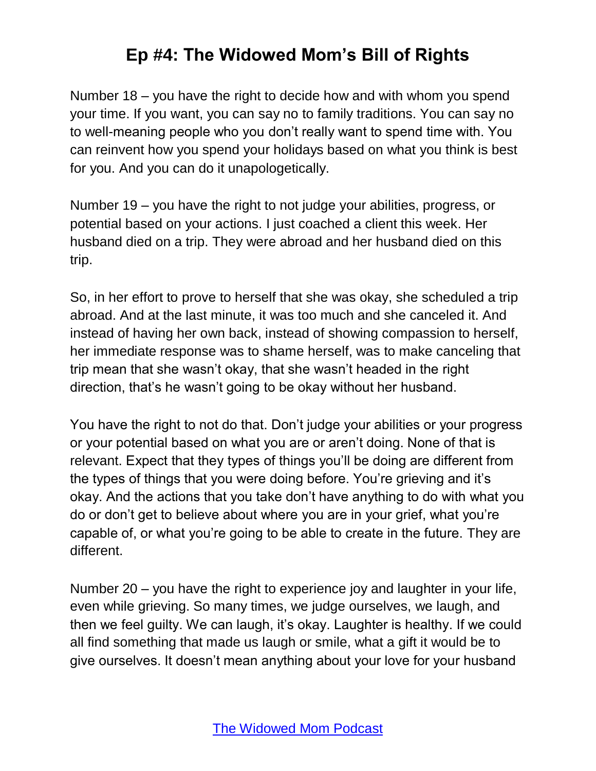Number 18 – you have the right to decide how and with whom you spend your time. If you want, you can say no to family traditions. You can say no to well-meaning people who you don't really want to spend time with. You can reinvent how you spend your holidays based on what you think is best for you. And you can do it unapologetically.

Number 19 – you have the right to not judge your abilities, progress, or potential based on your actions. I just coached a client this week. Her husband died on a trip. They were abroad and her husband died on this trip.

So, in her effort to prove to herself that she was okay, she scheduled a trip abroad. And at the last minute, it was too much and she canceled it. And instead of having her own back, instead of showing compassion to herself, her immediate response was to shame herself, was to make canceling that trip mean that she wasn't okay, that she wasn't headed in the right direction, that's he wasn't going to be okay without her husband.

You have the right to not do that. Don't judge your abilities or your progress or your potential based on what you are or aren't doing. None of that is relevant. Expect that they types of things you'll be doing are different from the types of things that you were doing before. You're grieving and it's okay. And the actions that you take don't have anything to do with what you do or don't get to believe about where you are in your grief, what you're capable of, or what you're going to be able to create in the future. They are different.

Number 20 – you have the right to experience joy and laughter in your life, even while grieving. So many times, we judge ourselves, we laugh, and then we feel guilty. We can laugh, it's okay. Laughter is healthy. If we could all find something that made us laugh or smile, what a gift it would be to give ourselves. It doesn't mean anything about your love for your husband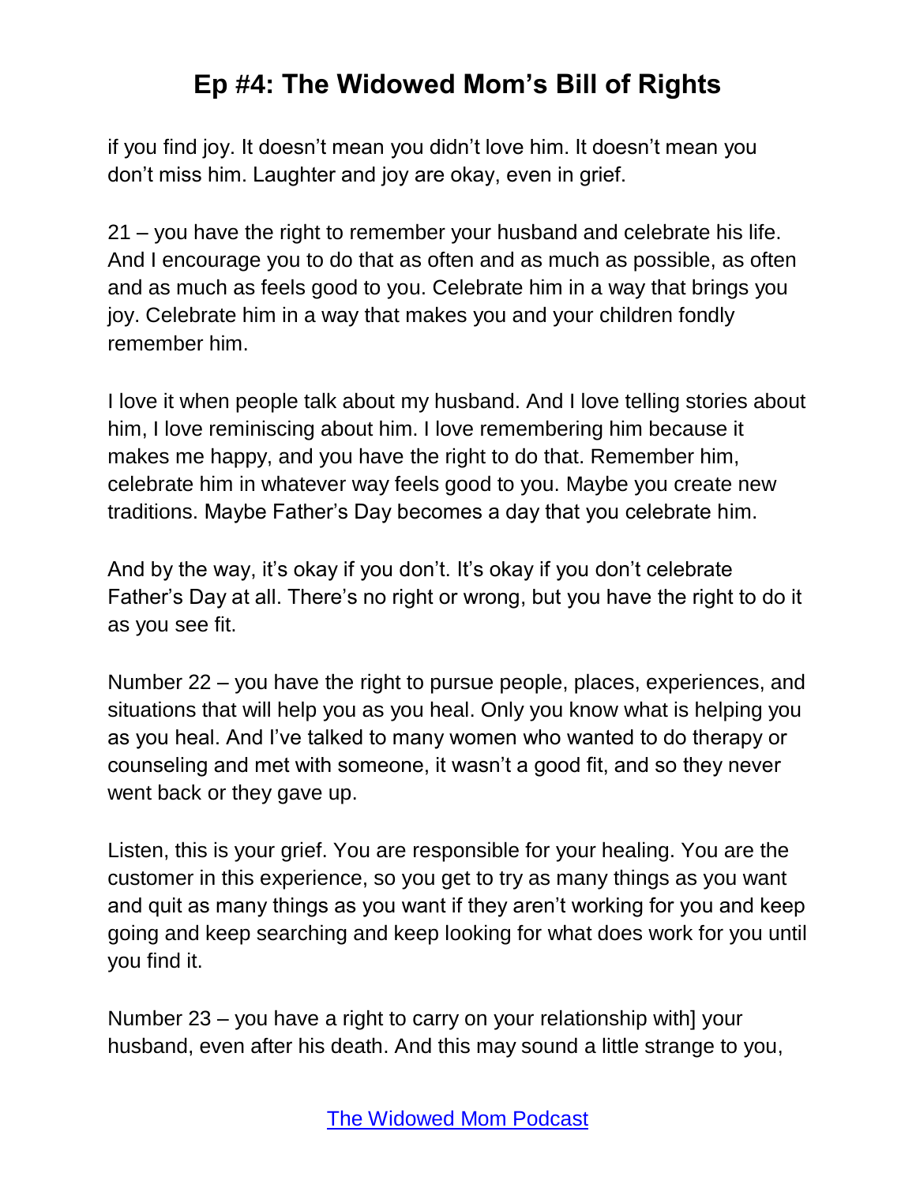if you find joy. It doesn't mean you didn't love him. It doesn't mean you don't miss him. Laughter and joy are okay, even in grief.

21 – you have the right to remember your husband and celebrate his life. And I encourage you to do that as often and as much as possible, as often and as much as feels good to you. Celebrate him in a way that brings you joy. Celebrate him in a way that makes you and your children fondly remember him.

I love it when people talk about my husband. And I love telling stories about him, I love reminiscing about him. I love remembering him because it makes me happy, and you have the right to do that. Remember him, celebrate him in whatever way feels good to you. Maybe you create new traditions. Maybe Father's Day becomes a day that you celebrate him.

And by the way, it's okay if you don't. It's okay if you don't celebrate Father's Day at all. There's no right or wrong, but you have the right to do it as you see fit.

Number 22 – you have the right to pursue people, places, experiences, and situations that will help you as you heal. Only you know what is helping you as you heal. And I've talked to many women who wanted to do therapy or counseling and met with someone, it wasn't a good fit, and so they never went back or they gave up.

Listen, this is your grief. You are responsible for your healing. You are the customer in this experience, so you get to try as many things as you want and quit as many things as you want if they aren't working for you and keep going and keep searching and keep looking for what does work for you until you find it.

Number 23 – you have a right to carry on your relationship with] your husband, even after his death. And this may sound a little strange to you,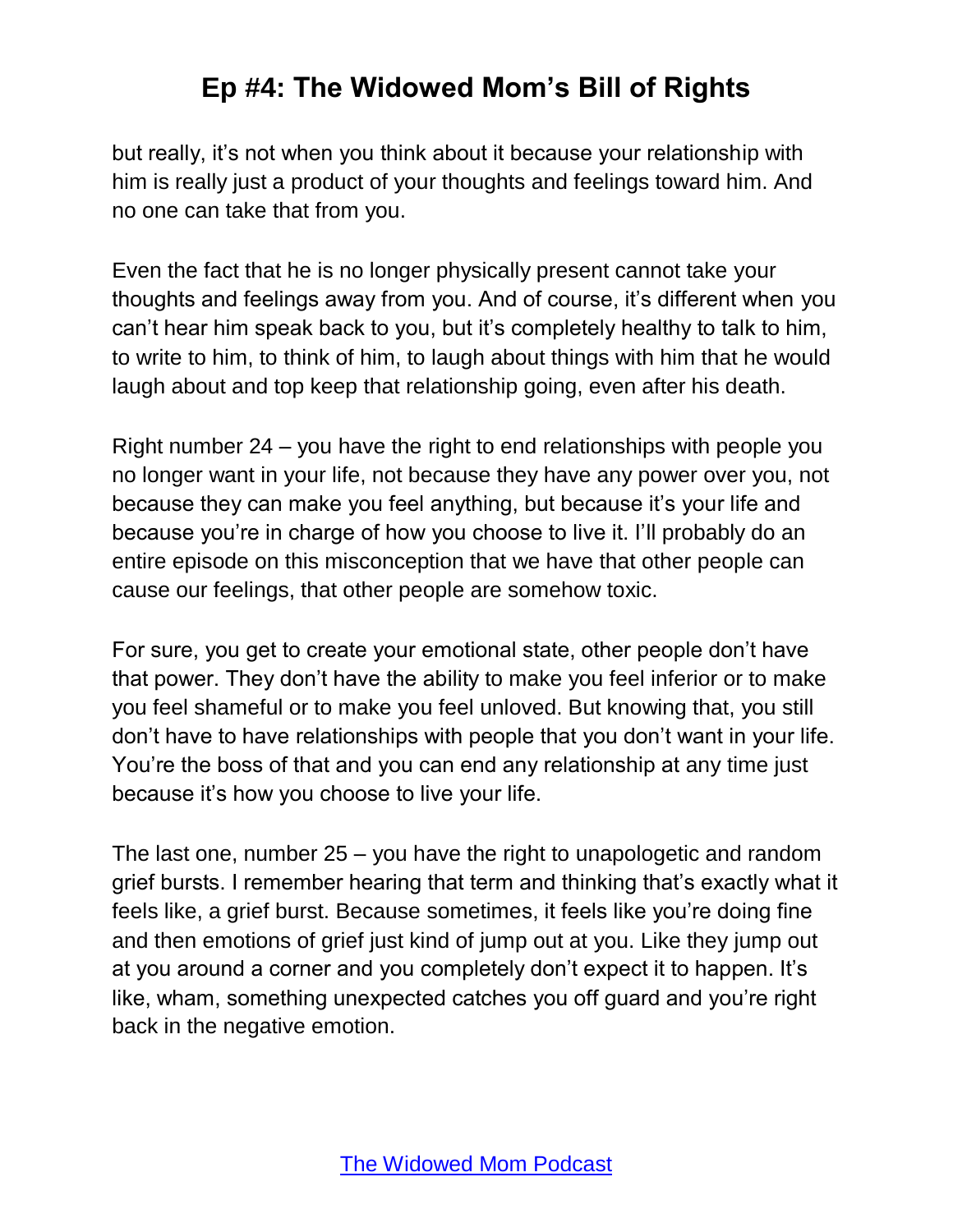but really, it's not when you think about it because your relationship with him is really just a product of your thoughts and feelings toward him. And no one can take that from you.

Even the fact that he is no longer physically present cannot take your thoughts and feelings away from you. And of course, it's different when you can't hear him speak back to you, but it's completely healthy to talk to him, to write to him, to think of him, to laugh about things with him that he would laugh about and top keep that relationship going, even after his death.

Right number 24 – you have the right to end relationships with people you no longer want in your life, not because they have any power over you, not because they can make you feel anything, but because it's your life and because you're in charge of how you choose to live it. I'll probably do an entire episode on this misconception that we have that other people can cause our feelings, that other people are somehow toxic.

For sure, you get to create your emotional state, other people don't have that power. They don't have the ability to make you feel inferior or to make you feel shameful or to make you feel unloved. But knowing that, you still don't have to have relationships with people that you don't want in your life. You're the boss of that and you can end any relationship at any time just because it's how you choose to live your life.

The last one, number 25 – you have the right to unapologetic and random grief bursts. I remember hearing that term and thinking that's exactly what it feels like, a grief burst. Because sometimes, it feels like you're doing fine and then emotions of grief just kind of jump out at you. Like they jump out at you around a corner and you completely don't expect it to happen. It's like, wham, something unexpected catches you off guard and you're right back in the negative emotion.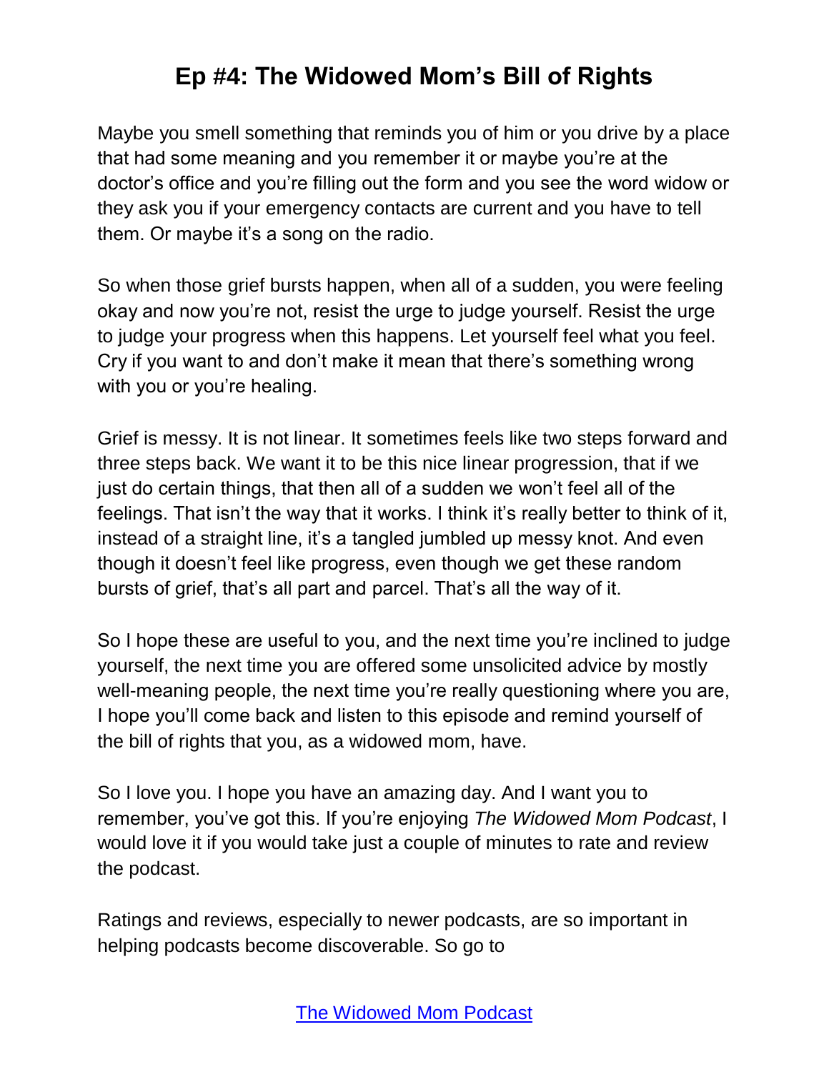Maybe you smell something that reminds you of him or you drive by a place that had some meaning and you remember it or maybe you're at the doctor's office and you're filling out the form and you see the word widow or they ask you if your emergency contacts are current and you have to tell them. Or maybe it's a song on the radio.

So when those grief bursts happen, when all of a sudden, you were feeling okay and now you're not, resist the urge to judge yourself. Resist the urge to judge your progress when this happens. Let yourself feel what you feel. Cry if you want to and don't make it mean that there's something wrong with you or you're healing.

Grief is messy. It is not linear. It sometimes feels like two steps forward and three steps back. We want it to be this nice linear progression, that if we just do certain things, that then all of a sudden we won't feel all of the feelings. That isn't the way that it works. I think it's really better to think of it, instead of a straight line, it's a tangled jumbled up messy knot. And even though it doesn't feel like progress, even though we get these random bursts of grief, that's all part and parcel. That's all the way of it.

So I hope these are useful to you, and the next time you're inclined to judge yourself, the next time you are offered some unsolicited advice by mostly well-meaning people, the next time you're really questioning where you are, I hope you'll come back and listen to this episode and remind yourself of the bill of rights that you, as a widowed mom, have.

So I love you. I hope you have an amazing day. And I want you to remember, you've got this. If you're enjoying *The Widowed Mom Podcast*, I would love it if you would take just a couple of minutes to rate and review the podcast.

Ratings and reviews, especially to newer podcasts, are so important in helping podcasts become discoverable. So go to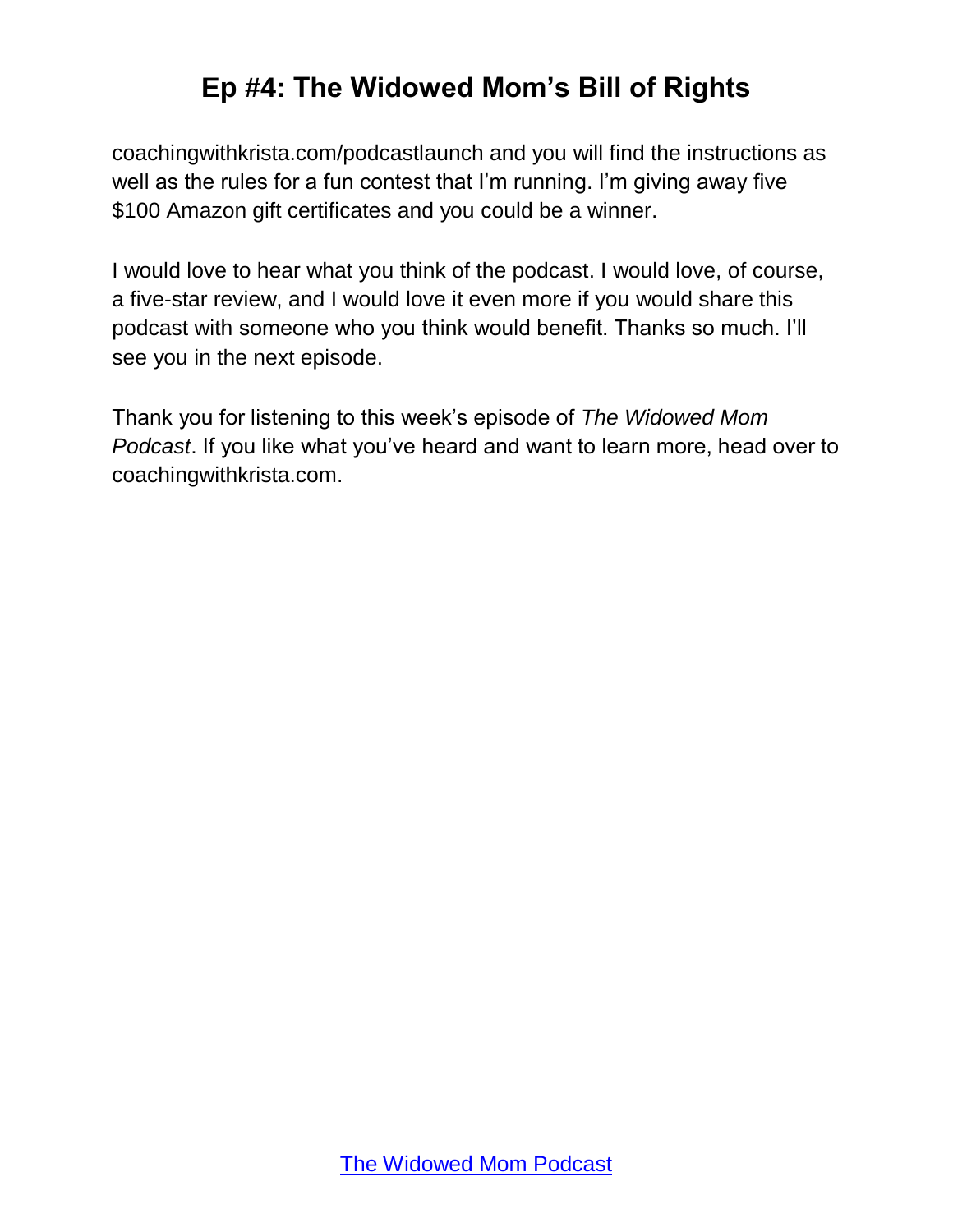coachingwithkrista.com/podcastlaunch and you will find the instructions as well as the rules for a fun contest that I'm running. I'm giving away five $100 Amazon gift certificates and you could be a winner.

I would love to hear what you think of the podcast. I would love, of course, a five-star review, and I would love it even more if you would share this podcast with someone who you think would benefit. Thanks so much. I'll see you in the next episode.

Thank you for listening to this week's episode of *The Widowed Mom Podcast*. If you like what you've heard and want to learn more, head over to coachingwithkrista.com.